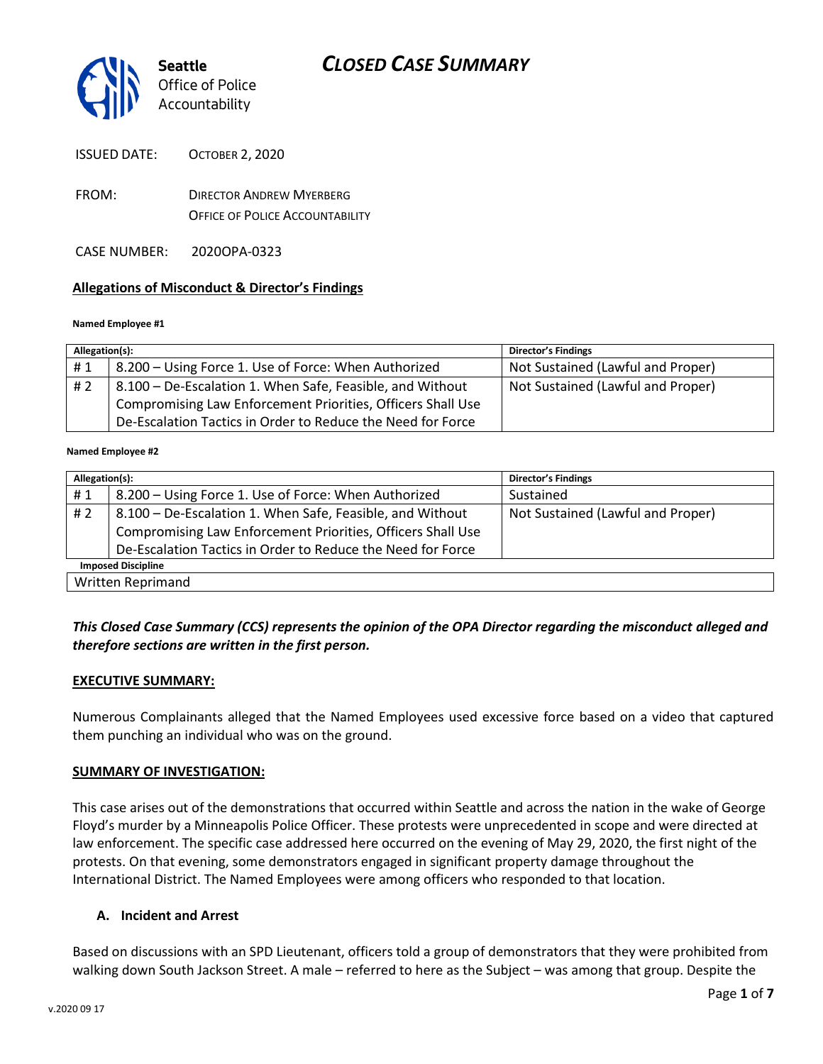Seattle
Office of Police
Accountability

# CLOSED CASE SUMMARY

ISSUED DATE: OCTOBER 2, 2020

FROM: DIRECTOR ANDREW MYERBERG
OFFICE OF POLICE ACCOUNTABILITY

CASE NUMBER: 2020OPA-0323

**Allegations of Misconduct & Director's Findings**

**Named Employee #1**

| Allegation(s): | | Director's Findings |
|---|---|---|
| # 1 | 8.200 – Using Force 1. Use of Force: When Authorized | Not Sustained (Lawful and Proper) |
| # 2 | 8.100 – De-Escalation 1. When Safe, Feasible, and Without Compromising Law Enforcement Priorities, Officers Shall Use De-Escalation Tactics in Order to Reduce the Need for Force | Not Sustained (Lawful and Proper) |

**Named Employee #2**

| Allegation(s): | | Director's Findings |
|---|---|---|
| # 1 | 8.200 – Using Force 1. Use of Force: When Authorized | Sustained |
| # 2 | 8.100 – De-Escalation 1. When Safe, Feasible, and Without Compromising Law Enforcement Priorities, Officers Shall Use De-Escalation Tactics in Order to Reduce the Need for Force | Not Sustained (Lawful and Proper) |
| **Imposed Discipline** | | |
| Written Reprimand | | |

***This Closed Case Summary (CCS) represents the opinion of the OPA Director regarding the misconduct alleged and therefore sections are written in the first person.***

**EXECUTIVE SUMMARY:**

Numerous Complainants alleged that the Named Employees used excessive force based on a video that captured them punching an individual who was on the ground.

**SUMMARY OF INVESTIGATION:**

This case arises out of the demonstrations that occurred within Seattle and across the nation in the wake of George Floyd's murder by a Minneapolis Police Officer. These protests were unprecedented in scope and were directed at law enforcement. The specific case addressed here occurred on the evening of May 29, 2020, the first night of the protests. On that evening, some demonstrators engaged in significant property damage throughout the International District. The Named Employees were among officers who responded to that location.

**A. Incident and Arrest**

Based on discussions with an SPD Lieutenant, officers told a group of demonstrators that they were prohibited from walking down South Jackson Street. A male – referred to here as the Subject – was among that group. Despite the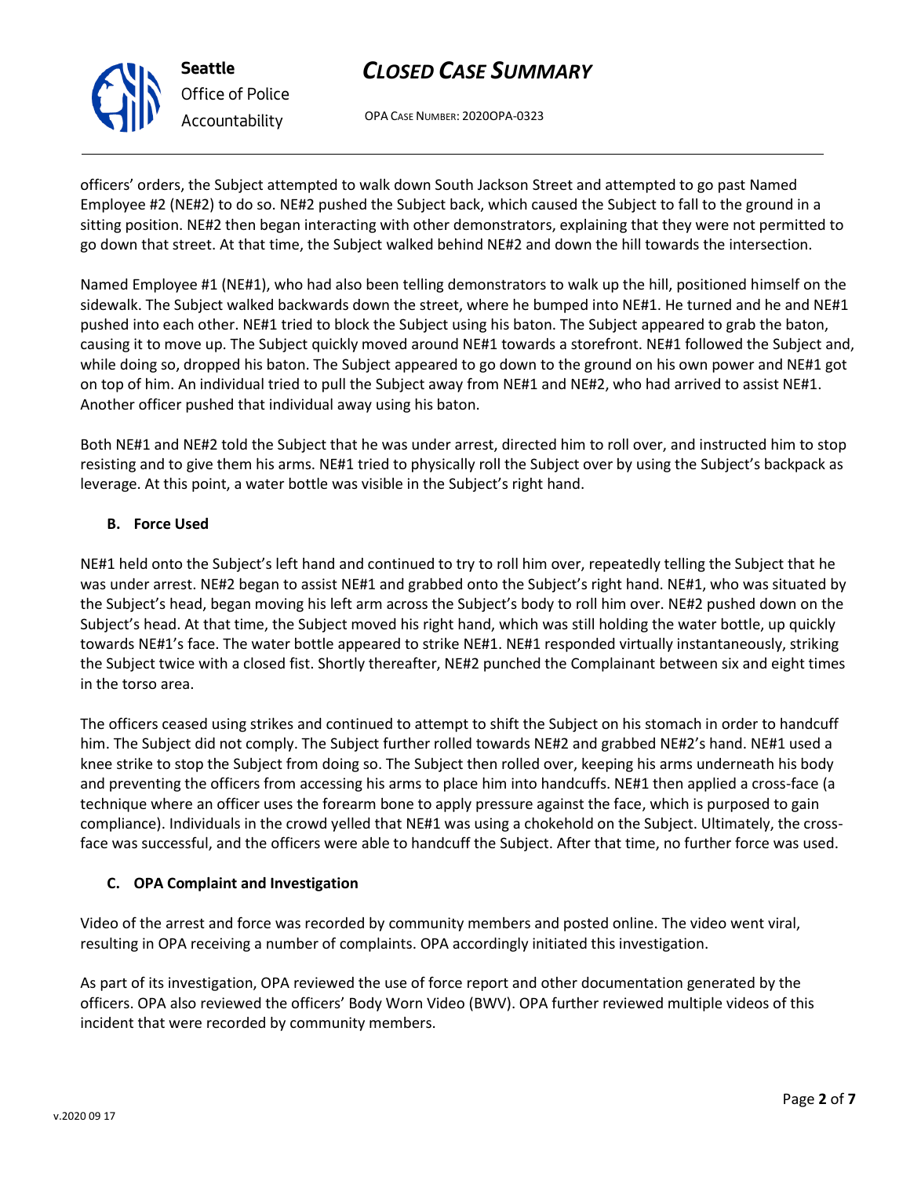officers' orders, the Subject attempted to walk down South Jackson Street and attempted to go past Named Employee #2 (NE#2) to do so. NE#2 pushed the Subject back, which caused the Subject to fall to the ground in a sitting position. NE#2 then began interacting with other demonstrators, explaining that they were not permitted to go down that street. At that time, the Subject walked behind NE#2 and down the hill towards the intersection.

Named Employee #1 (NE#1), who had also been telling demonstrators to walk up the hill, positioned himself on the sidewalk. The Subject walked backwards down the street, where he bumped into NE#1. He turned and he and NE#1 pushed into each other. NE#1 tried to block the Subject using his baton. The Subject appeared to grab the baton, causing it to move up. The Subject quickly moved around NE#1 towards a storefront. NE#1 followed the Subject and, while doing so, dropped his baton. The Subject appeared to go down to the ground on his own power and NE#1 got on top of him. An individual tried to pull the Subject away from NE#1 and NE#2, who had arrived to assist NE#1. Another officer pushed that individual away using his baton.

Both NE#1 and NE#2 told the Subject that he was under arrest, directed him to roll over, and instructed him to stop resisting and to give them his arms. NE#1 tried to physically roll the Subject over by using the Subject's backpack as leverage. At this point, a water bottle was visible in the Subject's right hand.

### B. Force Used

NE#1 held onto the Subject's left hand and continued to try to roll him over, repeatedly telling the Subject that he was under arrest. NE#2 began to assist NE#1 and grabbed onto the Subject's right hand. NE#1, who was situated by the Subject's head, began moving his left arm across the Subject's body to roll him over. NE#2 pushed down on the Subject's head. At that time, the Subject moved his right hand, which was still holding the water bottle, up quickly towards NE#1's face. The water bottle appeared to strike NE#1. NE#1 responded virtually instantaneously, striking the Subject twice with a closed fist. Shortly thereafter, NE#2 punched the Complainant between six and eight times in the torso area.

The officers ceased using strikes and continued to attempt to shift the Subject on his stomach in order to handcuff him. The Subject did not comply. The Subject further rolled towards NE#2 and grabbed NE#2's hand. NE#1 used a knee strike to stop the Subject from doing so. The Subject then rolled over, keeping his arms underneath his body and preventing the officers from accessing his arms to place him into handcuffs. NE#1 then applied a cross-face (a technique where an officer uses the forearm bone to apply pressure against the face, which is purposed to gain compliance). Individuals in the crowd yelled that NE#1 was using a chokehold on the Subject. Ultimately, the cross-face was successful, and the officers were able to handcuff the Subject. After that time, no further force was used.

### C. OPA Complaint and Investigation

Video of the arrest and force was recorded by community members and posted online. The video went viral, resulting in OPA receiving a number of complaints. OPA accordingly initiated this investigation.

As part of its investigation, OPA reviewed the use of force report and other documentation generated by the officers. OPA also reviewed the officers' Body Worn Video (BWV). OPA further reviewed multiple videos of this incident that were recorded by community members.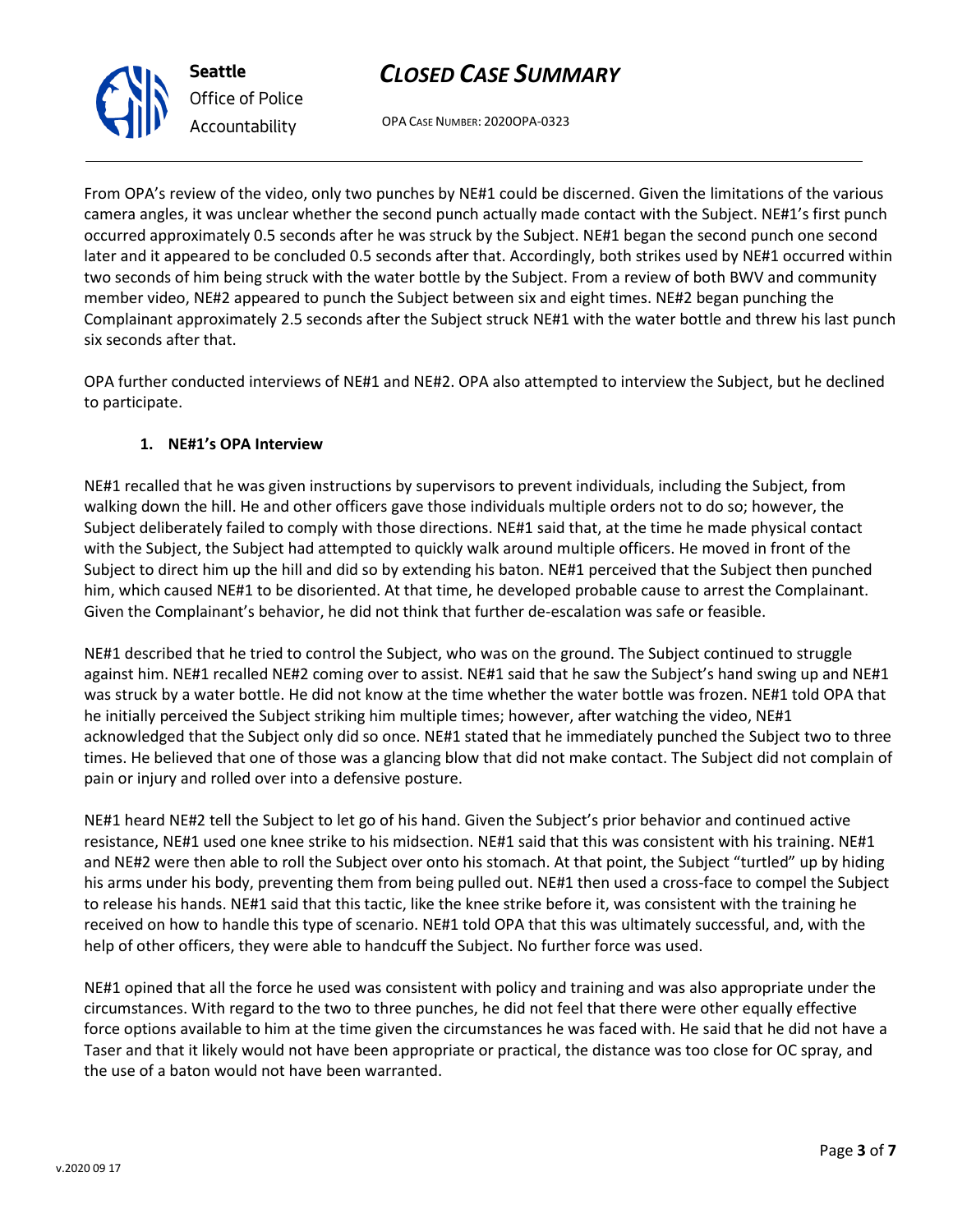From OPA's review of the video, only two punches by NE#1 could be discerned. Given the limitations of the various camera angles, it was unclear whether the second punch actually made contact with the Subject. NE#1's first punch occurred approximately 0.5 seconds after he was struck by the Subject. NE#1 began the second punch one second later and it appeared to be concluded 0.5 seconds after that. Accordingly, both strikes used by NE#1 occurred within two seconds of him being struck with the water bottle by the Subject. From a review of both BWV and community member video, NE#2 appeared to punch the Subject between six and eight times. NE#2 began punching the Complainant approximately 2.5 seconds after the Subject struck NE#1 with the water bottle and threw his last punch six seconds after that.

OPA further conducted interviews of NE#1 and NE#2. OPA also attempted to interview the Subject, but he declined to participate.

**1. NE#1's OPA Interview**

NE#1 recalled that he was given instructions by supervisors to prevent individuals, including the Subject, from walking down the hill. He and other officers gave those individuals multiple orders not to do so; however, the Subject deliberately failed to comply with those directions. NE#1 said that, at the time he made physical contact with the Subject, the Subject had attempted to quickly walk around multiple officers. He moved in front of the Subject to direct him up the hill and did so by extending his baton. NE#1 perceived that the Subject then punched him, which caused NE#1 to be disoriented. At that time, he developed probable cause to arrest the Complainant. Given the Complainant's behavior, he did not think that further de-escalation was safe or feasible.

NE#1 described that he tried to control the Subject, who was on the ground. The Subject continued to struggle against him. NE#1 recalled NE#2 coming over to assist. NE#1 said that he saw the Subject's hand swing up and NE#1 was struck by a water bottle. He did not know at the time whether the water bottle was frozen. NE#1 told OPA that he initially perceived the Subject striking him multiple times; however, after watching the video, NE#1 acknowledged that the Subject only did so once. NE#1 stated that he immediately punched the Subject two to three times. He believed that one of those was a glancing blow that did not make contact. The Subject did not complain of pain or injury and rolled over into a defensive posture.

NE#1 heard NE#2 tell the Subject to let go of his hand. Given the Subject's prior behavior and continued active resistance, NE#1 used one knee strike to his midsection. NE#1 said that this was consistent with his training. NE#1 and NE#2 were then able to roll the Subject over onto his stomach. At that point, the Subject "turtled" up by hiding his arms under his body, preventing them from being pulled out. NE#1 then used a cross-face to compel the Subject to release his hands. NE#1 said that this tactic, like the knee strike before it, was consistent with the training he received on how to handle this type of scenario. NE#1 told OPA that this was ultimately successful, and, with the help of other officers, they were able to handcuff the Subject. No further force was used.

NE#1 opined that all the force he used was consistent with policy and training and was also appropriate under the circumstances. With regard to the two to three punches, he did not feel that there were other equally effective force options available to him at the time given the circumstances he was faced with. He said that he did not have a Taser and that it likely would not have been appropriate or practical, the distance was too close for OC spray, and the use of a baton would not have been warranted.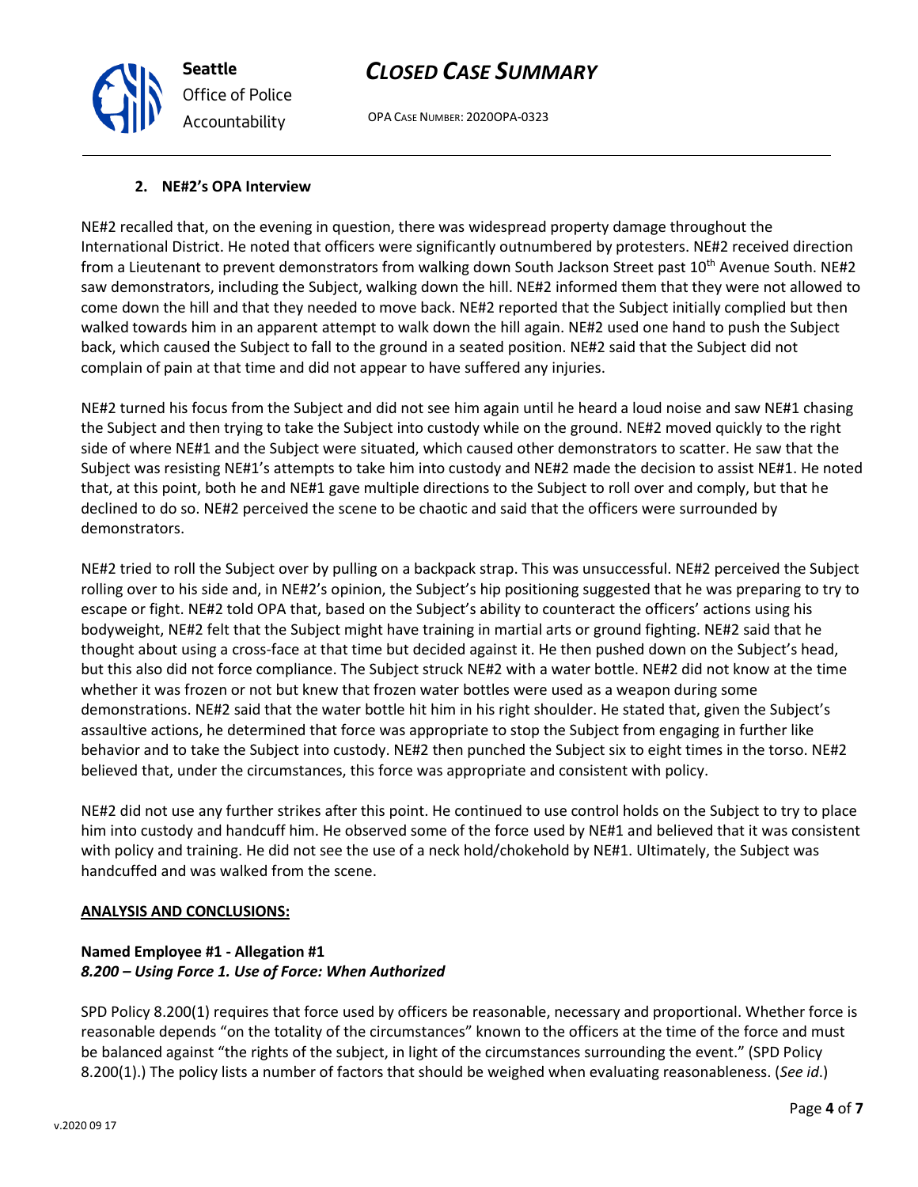### 2. NE#2's OPA Interview

NE#2 recalled that, on the evening in question, there was widespread property damage throughout the International District. He noted that officers were significantly outnumbered by protesters. NE#2 received direction from a Lieutenant to prevent demonstrators from walking down South Jackson Street past 10th Avenue South. NE#2 saw demonstrators, including the Subject, walking down the hill. NE#2 informed them that they were not allowed to come down the hill and that they needed to move back. NE#2 reported that the Subject initially complied but then walked towards him in an apparent attempt to walk down the hill again. NE#2 used one hand to push the Subject back, which caused the Subject to fall to the ground in a seated position. NE#2 said that the Subject did not complain of pain at that time and did not appear to have suffered any injuries.

NE#2 turned his focus from the Subject and did not see him again until he heard a loud noise and saw NE#1 chasing the Subject and then trying to take the Subject into custody while on the ground. NE#2 moved quickly to the right side of where NE#1 and the Subject were situated, which caused other demonstrators to scatter. He saw that the Subject was resisting NE#1's attempts to take him into custody and NE#2 made the decision to assist NE#1. He noted that, at this point, both he and NE#1 gave multiple directions to the Subject to roll over and comply, but that he declined to do so. NE#2 perceived the scene to be chaotic and said that the officers were surrounded by demonstrators.

NE#2 tried to roll the Subject over by pulling on a backpack strap. This was unsuccessful. NE#2 perceived the Subject rolling over to his side and, in NE#2's opinion, the Subject's hip positioning suggested that he was preparing to try to escape or fight. NE#2 told OPA that, based on the Subject's ability to counteract the officers' actions using his bodyweight, NE#2 felt that the Subject might have training in martial arts or ground fighting. NE#2 said that he thought about using a cross-face at that time but decided against it. He then pushed down on the Subject's head, but this also did not force compliance. The Subject struck NE#2 with a water bottle. NE#2 did not know at the time whether it was frozen or not but knew that frozen water bottles were used as a weapon during some demonstrations. NE#2 said that the water bottle hit him in his right shoulder. He stated that, given the Subject's assaultive actions, he determined that force was appropriate to stop the Subject from engaging in further like behavior and to take the Subject into custody. NE#2 then punched the Subject six to eight times in the torso. NE#2 believed that, under the circumstances, this force was appropriate and consistent with policy.

NE#2 did not use any further strikes after this point. He continued to use control holds on the Subject to try to place him into custody and handcuff him. He observed some of the force used by NE#1 and believed that it was consistent with policy and training. He did not see the use of a neck hold/chokehold by NE#1. Ultimately, the Subject was handcuffed and was walked from the scene.

**ANALYSIS AND CONCLUSIONS:**

**Named Employee #1 - Allegation #1**
***8.200 – Using Force 1. Use of Force: When Authorized***

SPD Policy 8.200(1) requires that force used by officers be reasonable, necessary and proportional. Whether force is reasonable depends "on the totality of the circumstances" known to the officers at the time of the force and must be balanced against "the rights of the subject, in light of the circumstances surrounding the event." (SPD Policy 8.200(1).) The policy lists a number of factors that should be weighed when evaluating reasonableness. (*See id.*)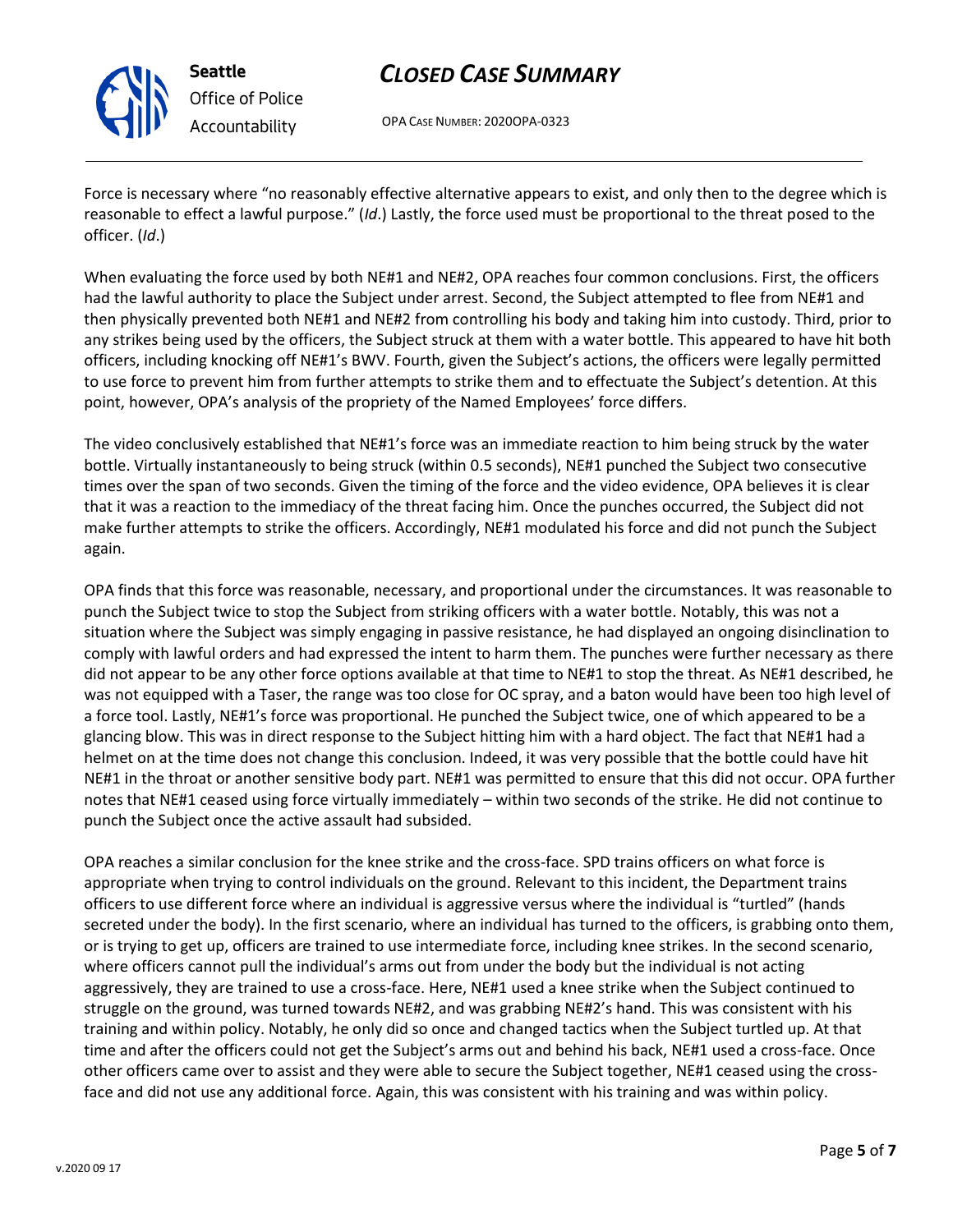Force is necessary where "no reasonably effective alternative appears to exist, and only then to the degree which is reasonable to effect a lawful purpose." (*Id*.) Lastly, the force used must be proportional to the threat posed to the officer. (*Id*.)

When evaluating the force used by both NE#1 and NE#2, OPA reaches four common conclusions. First, the officers had the lawful authority to place the Subject under arrest. Second, the Subject attempted to flee from NE#1 and then physically prevented both NE#1 and NE#2 from controlling his body and taking him into custody. Third, prior to any strikes being used by the officers, the Subject struck at them with a water bottle. This appeared to have hit both officers, including knocking off NE#1's BWV. Fourth, given the Subject's actions, the officers were legally permitted to use force to prevent him from further attempts to strike them and to effectuate the Subject's detention. At this point, however, OPA's analysis of the propriety of the Named Employees' force differs.

The video conclusively established that NE#1's force was an immediate reaction to him being struck by the water bottle. Virtually instantaneously to being struck (within 0.5 seconds), NE#1 punched the Subject two consecutive times over the span of two seconds. Given the timing of the force and the video evidence, OPA believes it is clear that it was a reaction to the immediacy of the threat facing him. Once the punches occurred, the Subject did not make further attempts to strike the officers. Accordingly, NE#1 modulated his force and did not punch the Subject again.

OPA finds that this force was reasonable, necessary, and proportional under the circumstances. It was reasonable to punch the Subject twice to stop the Subject from striking officers with a water bottle. Notably, this was not a situation where the Subject was simply engaging in passive resistance, he had displayed an ongoing disinclination to comply with lawful orders and had expressed the intent to harm them. The punches were further necessary as there did not appear to be any other force options available at that time to NE#1 to stop the threat. As NE#1 described, he was not equipped with a Taser, the range was too close for OC spray, and a baton would have been too high level of a force tool. Lastly, NE#1's force was proportional. He punched the Subject twice, one of which appeared to be a glancing blow. This was in direct response to the Subject hitting him with a hard object. The fact that NE#1 had a helmet on at the time does not change this conclusion. Indeed, it was very possible that the bottle could have hit NE#1 in the throat or another sensitive body part. NE#1 was permitted to ensure that this did not occur. OPA further notes that NE#1 ceased using force virtually immediately – within two seconds of the strike. He did not continue to punch the Subject once the active assault had subsided.

OPA reaches a similar conclusion for the knee strike and the cross-face. SPD trains officers on what force is appropriate when trying to control individuals on the ground. Relevant to this incident, the Department trains officers to use different force where an individual is aggressive versus where the individual is "turtled" (hands secreted under the body). In the first scenario, where an individual has turned to the officers, is grabbing onto them, or is trying to get up, officers are trained to use intermediate force, including knee strikes. In the second scenario, where officers cannot pull the individual's arms out from under the body but the individual is not acting aggressively, they are trained to use a cross-face. Here, NE#1 used a knee strike when the Subject continued to struggle on the ground, was turned towards NE#2, and was grabbing NE#2's hand. This was consistent with his training and within policy. Notably, he only did so once and changed tactics when the Subject turtled up. At that time and after the officers could not get the Subject's arms out and behind his back, NE#1 used a cross-face. Once other officers came over to assist and they were able to secure the Subject together, NE#1 ceased using the cross-face and did not use any additional force. Again, this was consistent with his training and was within policy.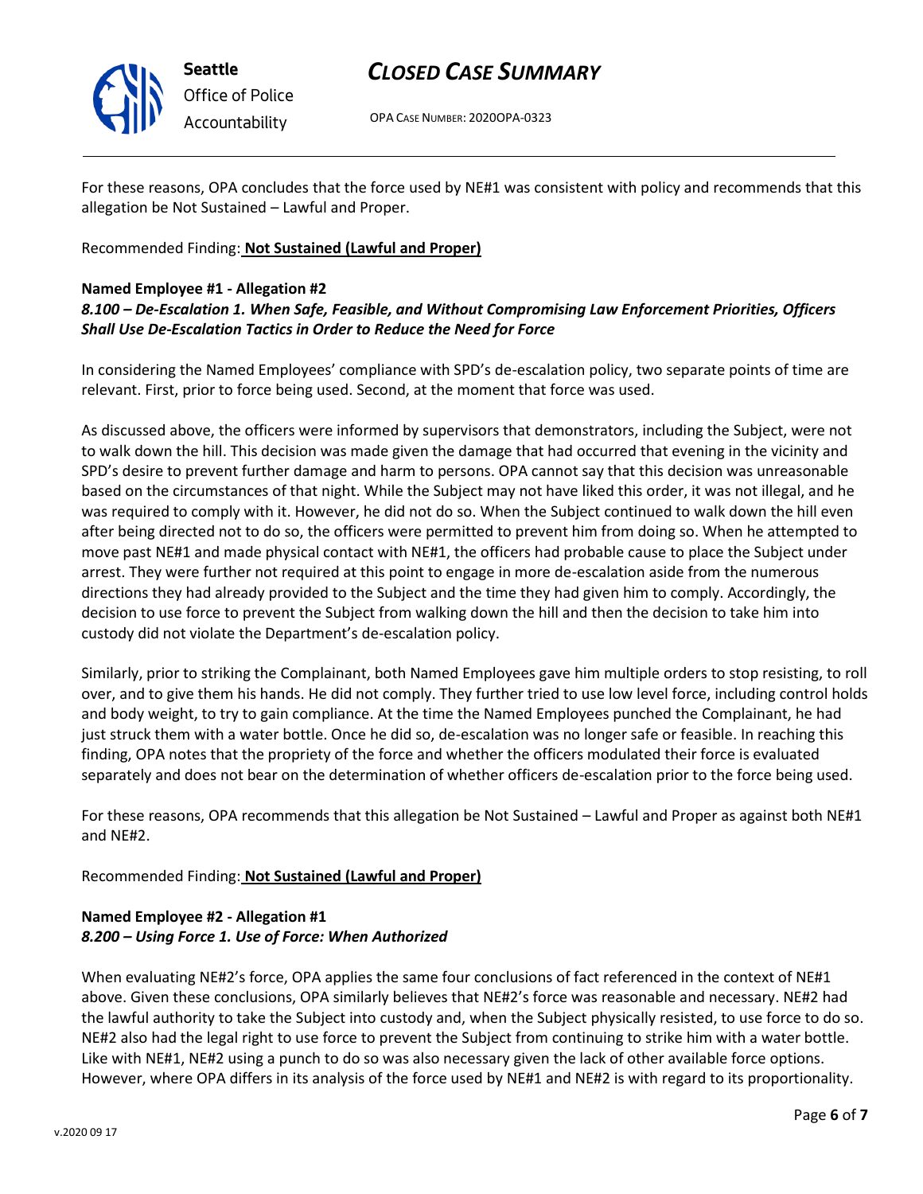For these reasons, OPA concludes that the force used by NE#1 was consistent with policy and recommends that this allegation be Not Sustained – Lawful and Proper.

Recommended Finding: **Not Sustained (Lawful and Proper)**

**Named Employee #1 - Allegation #2**
***8.100 – De-Escalation 1. When Safe, Feasible, and Without Compromising Law Enforcement Priorities, Officers Shall Use De-Escalation Tactics in Order to Reduce the Need for Force***

In considering the Named Employees' compliance with SPD's de-escalation policy, two separate points of time are relevant. First, prior to force being used. Second, at the moment that force was used.

As discussed above, the officers were informed by supervisors that demonstrators, including the Subject, were not to walk down the hill. This decision was made given the damage that had occurred that evening in the vicinity and SPD's desire to prevent further damage and harm to persons. OPA cannot say that this decision was unreasonable based on the circumstances of that night. While the Subject may not have liked this order, it was not illegal, and he was required to comply with it. However, he did not do so. When the Subject continued to walk down the hill even after being directed not to do so, the officers were permitted to prevent him from doing so. When he attempted to move past NE#1 and made physical contact with NE#1, the officers had probable cause to place the Subject under arrest. They were further not required at this point to engage in more de-escalation aside from the numerous directions they had already provided to the Subject and the time they had given him to comply. Accordingly, the decision to use force to prevent the Subject from walking down the hill and then the decision to take him into custody did not violate the Department's de-escalation policy.

Similarly, prior to striking the Complainant, both Named Employees gave him multiple orders to stop resisting, to roll over, and to give them his hands. He did not comply. They further tried to use low level force, including control holds and body weight, to try to gain compliance. At the time the Named Employees punched the Complainant, he had just struck them with a water bottle. Once he did so, de-escalation was no longer safe or feasible. In reaching this finding, OPA notes that the propriety of the force and whether the officers modulated their force is evaluated separately and does not bear on the determination of whether officers de-escalation prior to the force being used.

For these reasons, OPA recommends that this allegation be Not Sustained – Lawful and Proper as against both NE#1 and NE#2.

Recommended Finding: **Not Sustained (Lawful and Proper)**

**Named Employee #2 - Allegation #1**
***8.200 – Using Force 1. Use of Force: When Authorized***

When evaluating NE#2's force, OPA applies the same four conclusions of fact referenced in the context of NE#1 above. Given these conclusions, OPA similarly believes that NE#2's force was reasonable and necessary. NE#2 had the lawful authority to take the Subject into custody and, when the Subject physically resisted, to use force to do so. NE#2 also had the legal right to use force to prevent the Subject from continuing to strike him with a water bottle. Like with NE#1, NE#2 using a punch to do so was also necessary given the lack of other available force options. However, where OPA differs in its analysis of the force used by NE#1 and NE#2 is with regard to its proportionality.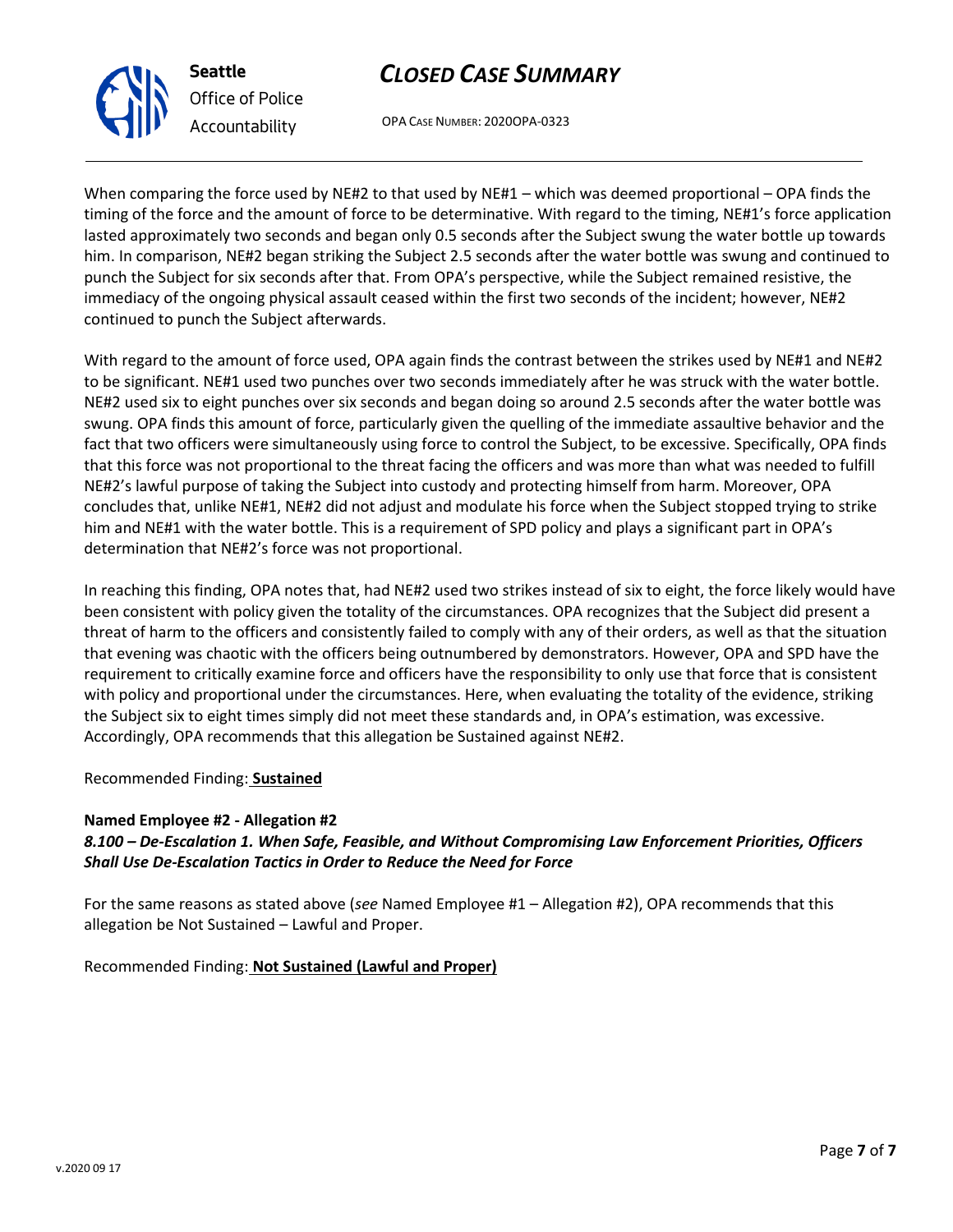When comparing the force used by NE#2 to that used by NE#1 – which was deemed proportional – OPA finds the timing of the force and the amount of force to be determinative. With regard to the timing, NE#1's force application lasted approximately two seconds and began only 0.5 seconds after the Subject swung the water bottle up towards him. In comparison, NE#2 began striking the Subject 2.5 seconds after the water bottle was swung and continued to punch the Subject for six seconds after that. From OPA's perspective, while the Subject remained resistive, the immediacy of the ongoing physical assault ceased within the first two seconds of the incident; however, NE#2 continued to punch the Subject afterwards.

With regard to the amount of force used, OPA again finds the contrast between the strikes used by NE#1 and NE#2 to be significant. NE#1 used two punches over two seconds immediately after he was struck with the water bottle. NE#2 used six to eight punches over six seconds and began doing so around 2.5 seconds after the water bottle was swung. OPA finds this amount of force, particularly given the quelling of the immediate assaultive behavior and the fact that two officers were simultaneously using force to control the Subject, to be excessive. Specifically, OPA finds that this force was not proportional to the threat facing the officers and was more than what was needed to fulfill NE#2's lawful purpose of taking the Subject into custody and protecting himself from harm. Moreover, OPA concludes that, unlike NE#1, NE#2 did not adjust and modulate his force when the Subject stopped trying to strike him and NE#1 with the water bottle. This is a requirement of SPD policy and plays a significant part in OPA's determination that NE#2's force was not proportional.

In reaching this finding, OPA notes that, had NE#2 used two strikes instead of six to eight, the force likely would have been consistent with policy given the totality of the circumstances. OPA recognizes that the Subject did present a threat of harm to the officers and consistently failed to comply with any of their orders, as well as that the situation that evening was chaotic with the officers being outnumbered by demonstrators. However, OPA and SPD have the requirement to critically examine force and officers have the responsibility to only use that force that is consistent with policy and proportional under the circumstances. Here, when evaluating the totality of the evidence, striking the Subject six to eight times simply did not meet these standards and, in OPA's estimation, was excessive. Accordingly, OPA recommends that this allegation be Sustained against NE#2.

Recommended Finding: **Sustained**

**Named Employee #2 - Allegation #2**
***8.100 – De-Escalation 1. When Safe, Feasible, and Without Compromising Law Enforcement Priorities, Officers Shall Use De-Escalation Tactics in Order to Reduce the Need for Force***

For the same reasons as stated above (*see* Named Employee #1 – Allegation #2), OPA recommends that this allegation be Not Sustained – Lawful and Proper.

Recommended Finding: **Not Sustained (Lawful and Proper)**